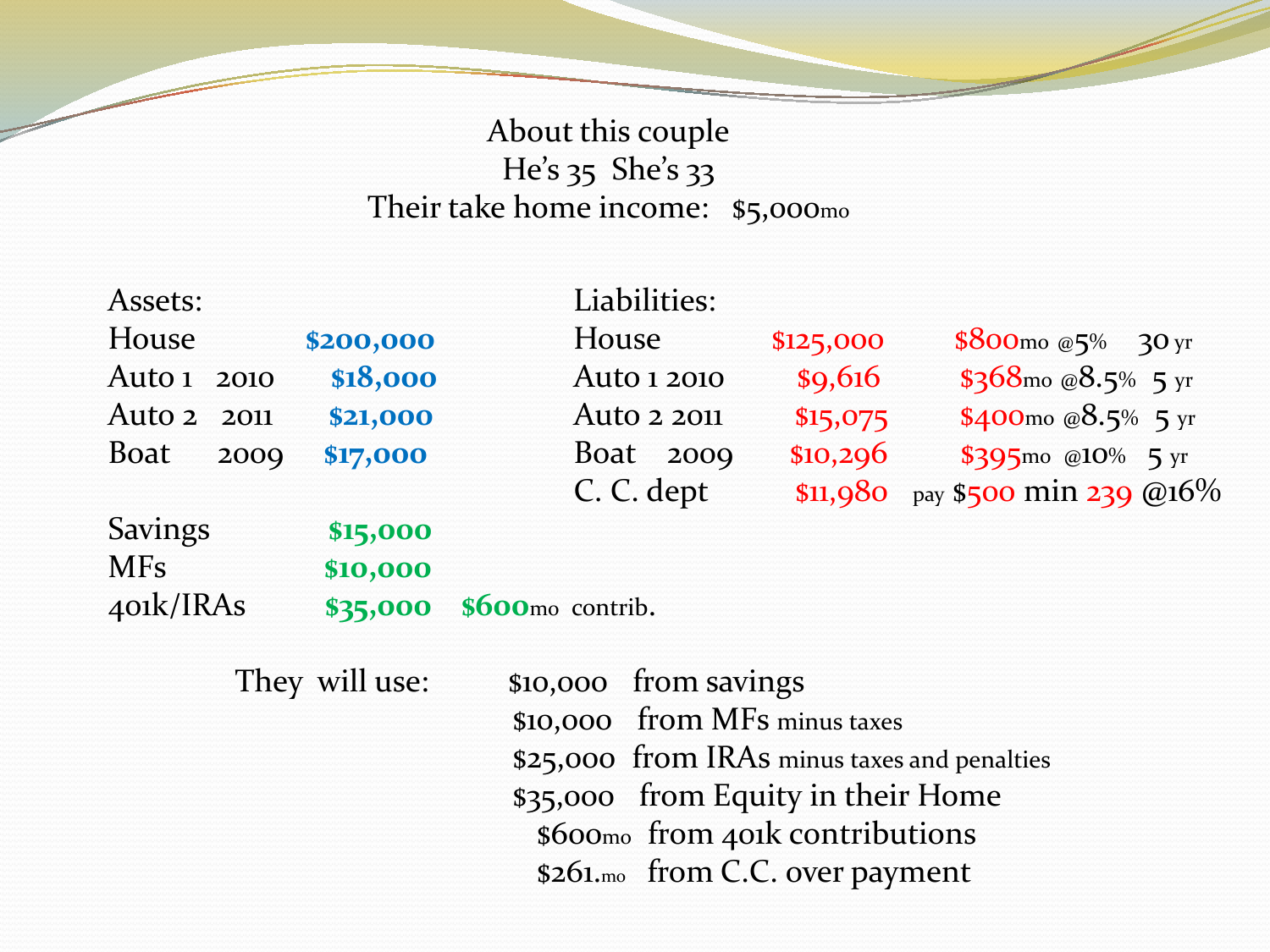# About this couple

He's 35 She's 33

Their take home income: $5,000mo

| Assets: | | | Liabilities: | | |
|---|---|---|---|---|---|
| House | $200,000 | | House | $125,000 | $800mo @5% 30 yr |
| Auto 1 2010 | $18,000 | | Auto 1 2010 | $9,616 | $368mo @8.5% 5 yr |
| Auto 2 2011 | $21,000 | | Auto 2 2011 | $15,075 | $400mo @8.5% 5 yr |
| Boat 2009 | $17,000 | | Boat 2009 | $10,296 | $395mo @10% 5 yr |
| | | | C. C. dept | $11,980 | pay $500 min 239 @16% |
| Savings | $15,000 | | | | |
| MFs | $10,000 | | | | |
| 401k/IRAs | $35,000 | $600mo contrib. | | | |

They will use:

- $10,000 from savings
- $10,000 from MFs minus taxes
- $25,000 from IRAs minus taxes and penalties
- $35,000 from Equity in their Home
- $600mo from 401k contributions
- $261.mo from C.C. over payment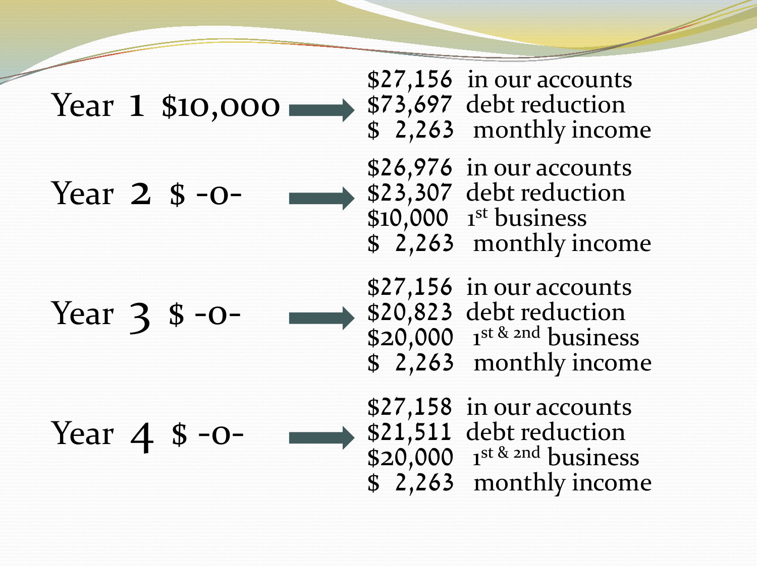Year 1 $10,000 → 
$27,156 in our accounts
$73,697 debt reduction
$ 2,263 monthly income

Year 2 $ -0- → 
$26,976 in our accounts
$23,307 debt reduction
$10,000 1st business
$ 2,263 monthly income

Year 3 $ -0- → 
$27,156 in our accounts
$20,823 debt reduction
$20,000 1st & 2nd business
$ 2,263 monthly income

Year 4 $ -0- → 
$27,158 in our accounts
$21,511 debt reduction
$20,000 1st & 2nd business
$ 2,263 monthly income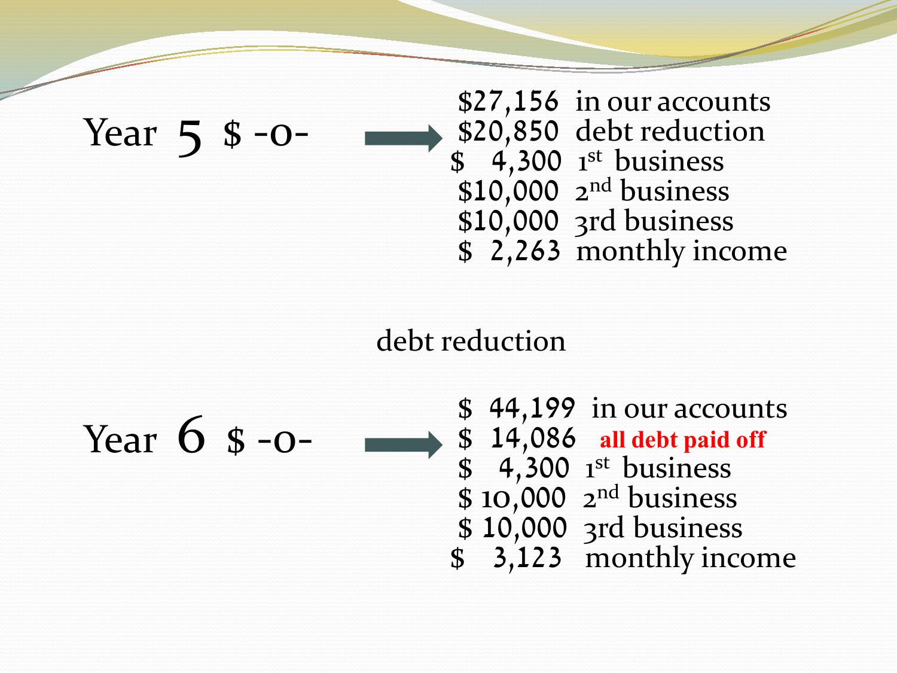Year 5 $ -0- →

$27,156 in our accounts
$20,850 debt reduction
$ 4,300 1st business
$10,000 2nd business
$10,000 3rd business
$ 2,263 monthly income

debt reduction

Year 6 $ -0- →

$ 44,199 in our accounts
$ 14,086 **all debt paid off**
$ 4,300 1st business
$ 10,000 2nd business
$ 10,000 3rd business
$ 3,123 monthly income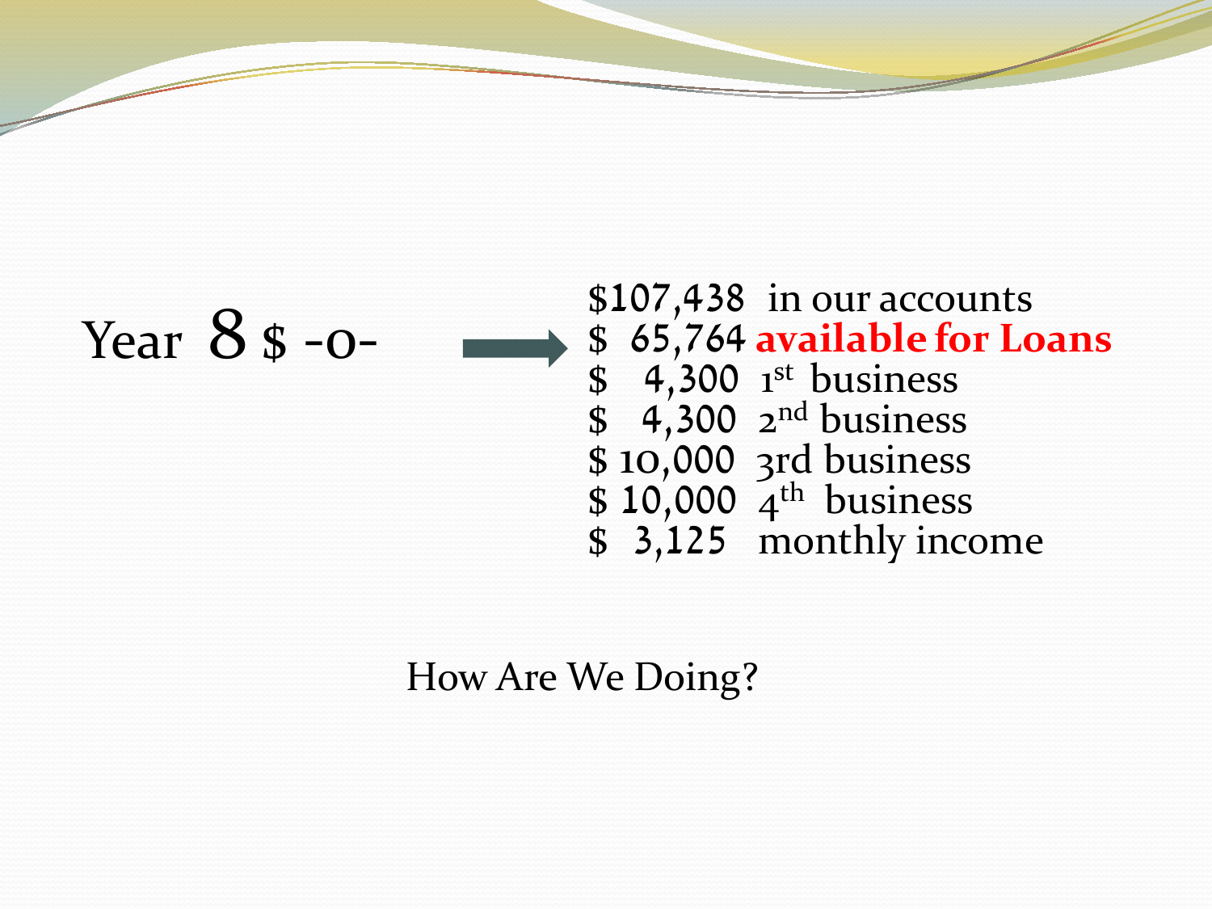Year 8 $ -0-

$107,438 in our accounts
$ 65,764 **available for Loans**
$ 4,300 1st business
$ 4,300 2nd business
$ 10,000 3rd business
$ 10,000 4th business
$ 3,125 monthly income

How Are We Doing?